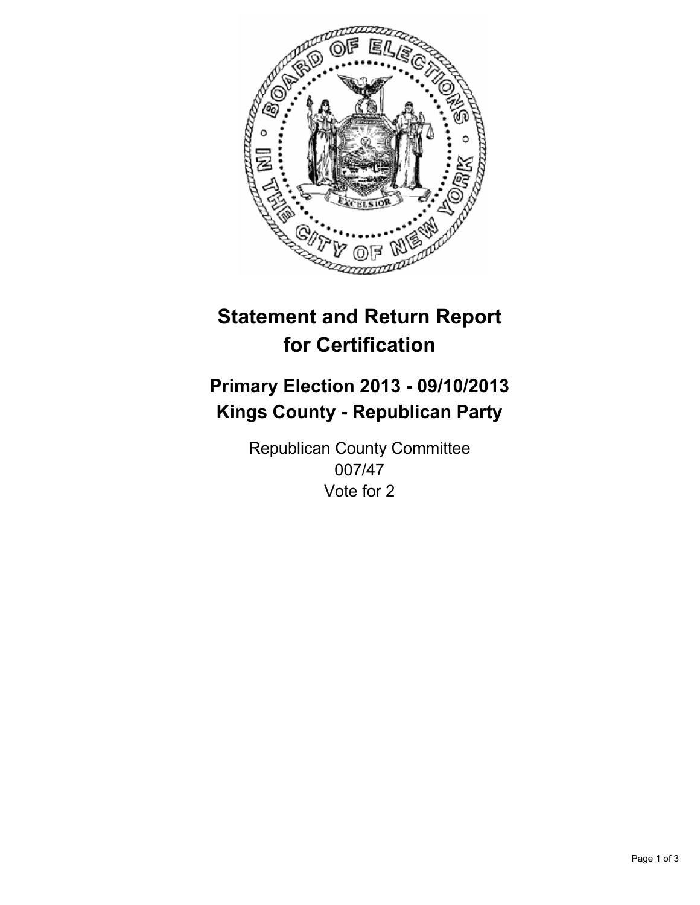# Statement and Return Report for Certification

## Primary Election 2013 - 09/10/2013
## Kings County - Republican Party

Republican County Committee
007/47
Vote for 2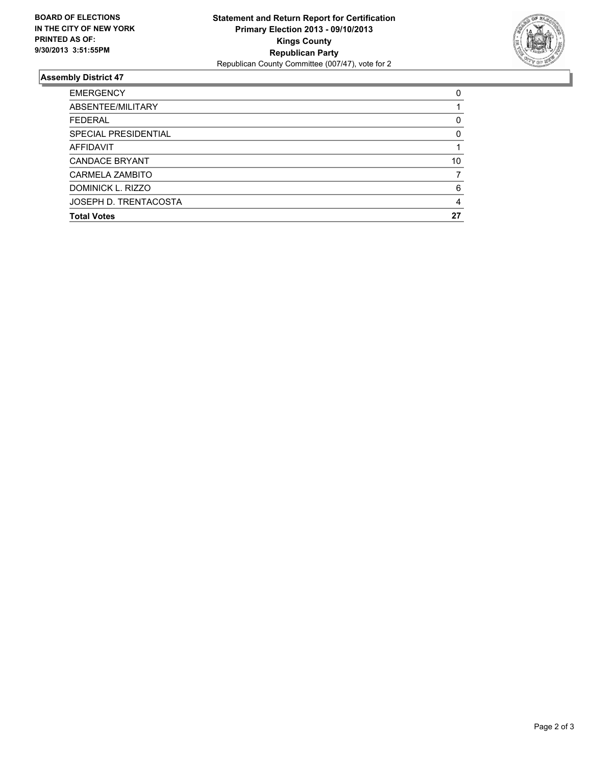**BOARD OF ELECTIONS IN THE CITY OF NEW YORK PRINTED AS OF: 9/30/2013 3:51:55PM**

**Statement and Return Report for Certification**
**Primary Election 2013 - 09/10/2013**
**Kings County**
**Republican Party**
Republican County Committee (007/47), vote for 2

## Assembly District 47

| | |
|---|---|
| EMERGENCY | 0 |
| ABSENTEE/MILITARY | 1 |
| FEDERAL | 0 |
| SPECIAL PRESIDENTIAL | 0 |
| AFFIDAVIT | 1 |
| CANDACE BRYANT | 10 |
| CARMELA ZAMBITO | 7 |
| DOMINICK L. RIZZO | 6 |
| JOSEPH D. TRENTACOSTA | 4 |
| **Total Votes** | **27** |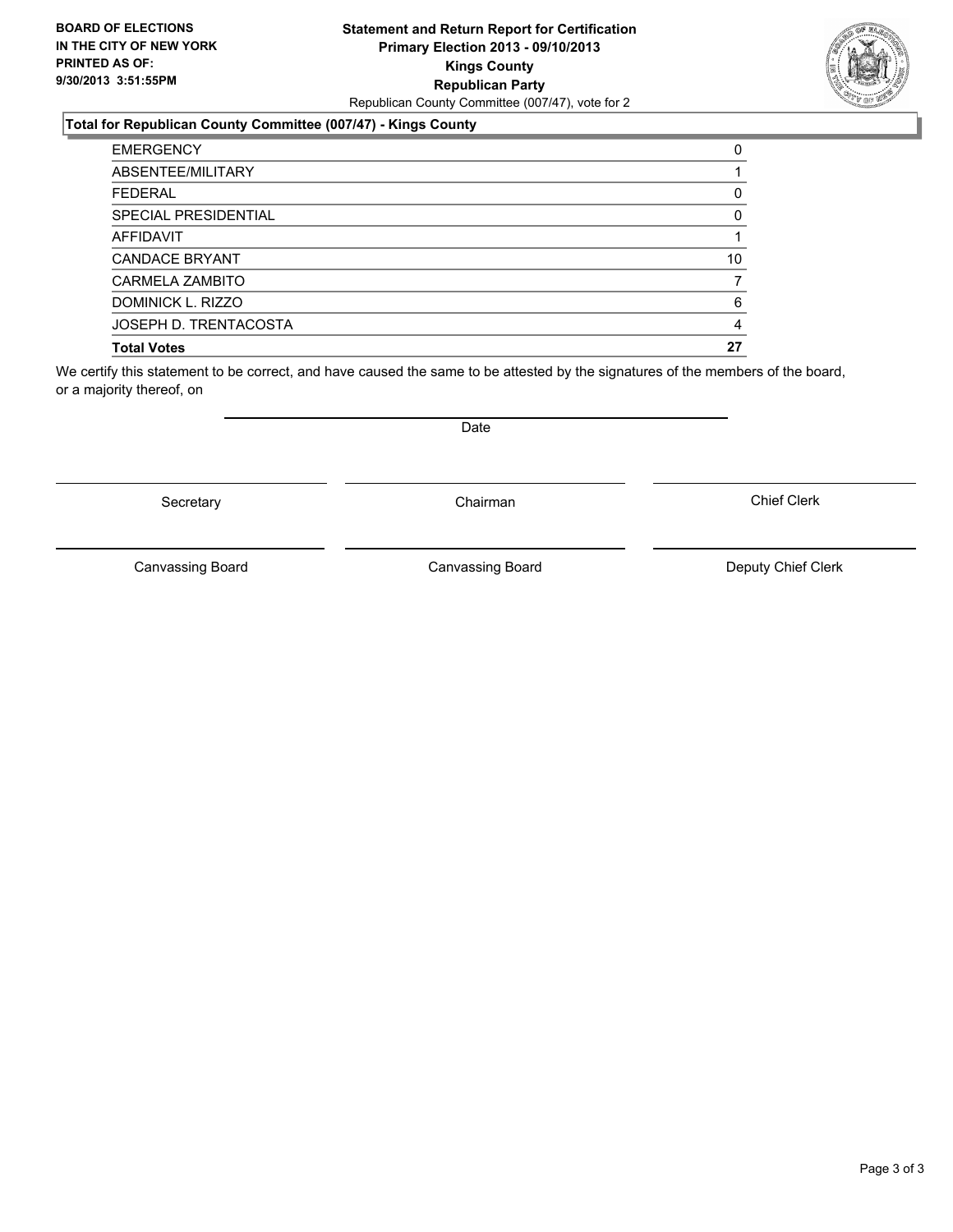**BOARD OF ELECTIONS IN THE CITY OF NEW YORK PRINTED AS OF: 9/30/2013 3:51:55PM**

**Statement and Return Report for Certification**
**Primary Election 2013 - 09/10/2013**
**Kings County**
**Republican Party**
Republican County Committee (007/47), vote for 2

**Total for Republican County Committee (007/47) - Kings County**

| | |
|---|---|
| EMERGENCY | 0 |
| ABSENTEE/MILITARY | 1 |
| FEDERAL | 0 |
| SPECIAL PRESIDENTIAL | 0 |
| AFFIDAVIT | 1 |
| CANDACE BRYANT | 10 |
| CARMELA ZAMBITO | 7 |
| DOMINICK L. RIZZO | 6 |
| JOSEPH D. TRENTACOSTA | 4 |
| **Total Votes** | **27** |

We certify this statement to be correct, and have caused the same to be attested by the signatures of the members of the board, or a majority thereof, on

Date

Secretary

Chairman

Chief Clerk

Canvassing Board

Canvassing Board

Deputy Chief Clerk